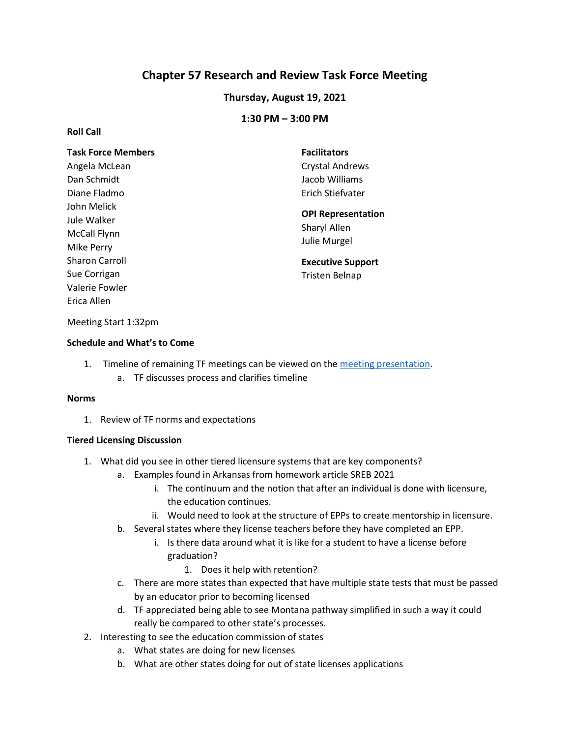# Chapter 57 Research and Review Task Force Meeting

**Thursday, August 19, 2021**

**1:30 PM – 3:00 PM**

**Roll Call**

**Task Force Members**
Angela McLean
Dan Schmidt
Diane Fladmo
John Melick
Jule Walker
McCall Flynn
Mike Perry
Sharon Carroll
Sue Corrigan
Valerie Fowler
Erica Allen

**Facilitators**
Crystal Andrews
Jacob Williams
Erich Stiefvater

**OPI Representation**
Sharyl Allen
Julie Murgel

**Executive Support**
Tristen Belnap

Meeting Start 1:32pm

**Schedule and What's to Come**

1. Timeline of remaining TF meetings can be viewed on the meeting presentation.
    a. TF discusses process and clarifies timeline

**Norms**

1. Review of TF norms and expectations

**Tiered Licensing Discussion**

1. What did you see in other tiered licensure systems that are key components?
    a. Examples found in Arkansas from homework article SREB 2021
        i. The continuum and the notion that after an individual is done with licensure, the education continues.
        ii. Would need to look at the structure of EPPs to create mentorship in licensure.
    b. Several states where they license teachers before they have completed an EPP.
        i. Is there data around what it is like for a student to have a license before graduation?
            1. Does it help with retention?
    c. There are more states than expected that have multiple state tests that must be passed by an educator prior to becoming licensed
    d. TF appreciated being able to see Montana pathway simplified in such a way it could really be compared to other state's processes.
2. Interesting to see the education commission of states
    a. What states are doing for new licenses
    b. What are other states doing for out of state licenses applications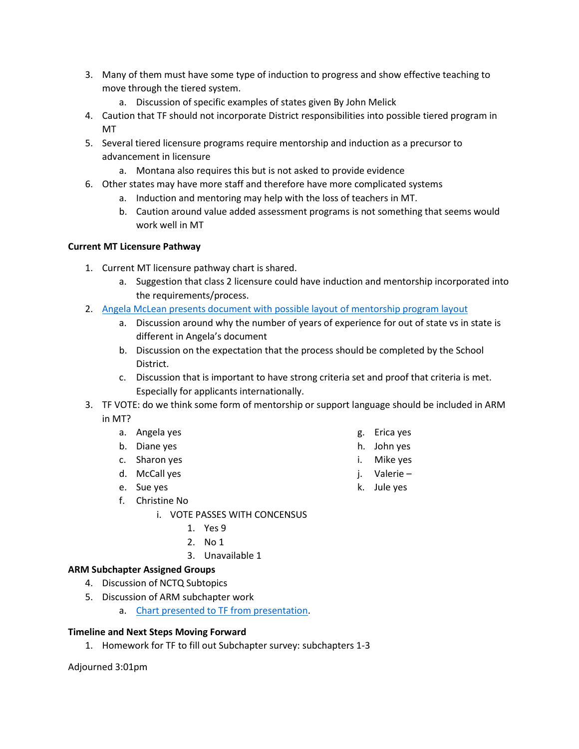3. Many of them must have some type of induction to progress and show effective teaching to move through the tiered system.
    a. Discussion of specific examples of states given By John Melick
4. Caution that TF should not incorporate District responsibilities into possible tiered program in MT
5. Several tiered licensure programs require mentorship and induction as a precursor to advancement in licensure
    a. Montana also requires this but is not asked to provide evidence
6. Other states may have more staff and therefore have more complicated systems
    a. Induction and mentoring may help with the loss of teachers in MT.
    b. Caution around value added assessment programs is not something that seems would work well in MT

**Current MT Licensure Pathway**

1. Current MT licensure pathway chart is shared.
    a. Suggestion that class 2 licensure could have induction and mentorship incorporated into the requirements/process.
2. [Angela McLean presents document with possible layout of mentorship program layout]()
    a. Discussion around why the number of years of experience for out of state vs in state is different in Angela's document
    b. Discussion on the expectation that the process should be completed by the School District.
    c. Discussion that is important to have strong criteria set and proof that criteria is met. Especially for applicants internationally.
3. TF VOTE: do we think some form of mentorship or support language should be included in ARM in MT?
    a. Angela yes
    b. Diane yes
    c. Sharon yes
    d. McCall yes
    e. Sue yes
    f. Christine No
        i. VOTE PASSES WITH CONCENSUS
            1. Yes 9
            2. No 1
            3. Unavailable 1
    g. Erica yes
    h. John yes
    i. Mike yes
    j. Valerie –
    k. Jule yes

**ARM Subchapter Assigned Groups**

4. Discussion of NCTQ Subtopics
5. Discussion of ARM subchapter work
    a. [Chart presented to TF from presentation]().

**Timeline and Next Steps Moving Forward**

1. Homework for TF to fill out Subchapter survey: subchapters 1-3

Adjourned 3:01pm